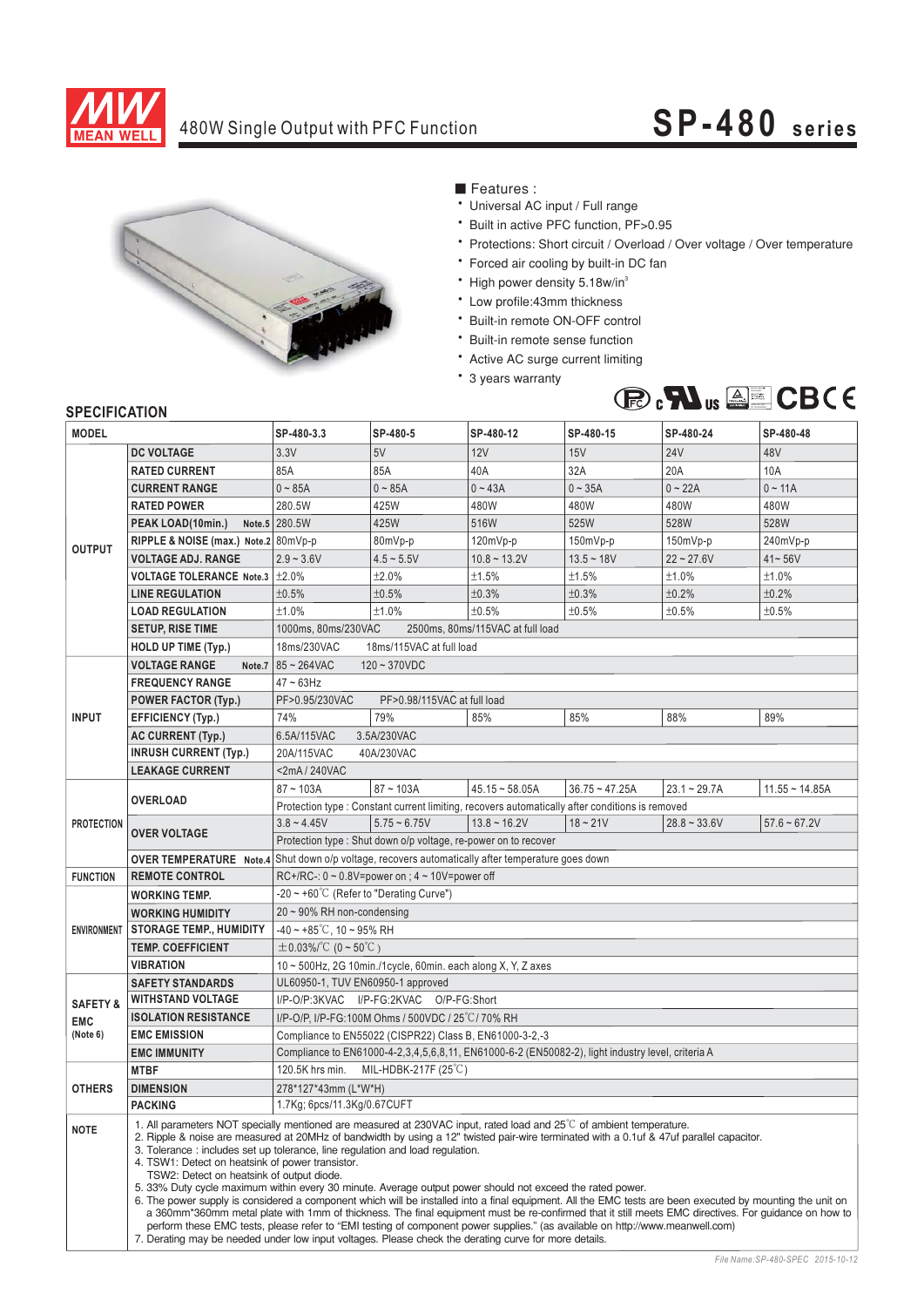# 480W Single Output with PFC Function

## SP-480 series

■ Features :

- Universal AC input / Full range
- Built in active PFC function, PF>0.95
- Protections: Short circuit / Overload / Over voltage / Over temperature
- Forced air cooling by built-in DC fan
- High power density 5.18w/in³
- Low profile:43mm thickness
- Built-in remote ON-OFF control
- Built-in remote sense function
- Active AC surge current limiting
- 3 years warranty

## SPECIFICATION

| MODEL | | SP-480-3.3 | SP-480-5 | SP-480-12 | SP-480-15 | SP-480-24 | SP-480-48 |
|---|---|---|---|---|---|---|---|
| OUTPUT | DC VOLTAGE | 3.3V | 5V | 12V | 15V | 24V | 48V |
| | RATED CURRENT | 85A | 85A | 40A | 32A | 20A | 10A |
| | CURRENT RANGE | 0 ~ 85A | 0 ~ 85A | 0 ~ 43A | 0 ~ 35A | 0 ~ 22A | 0 ~ 11A |
| | RATED POWER | 280.5W | 425W | 480W | 480W | 480W | 480W |
| | PEAK LOAD(10min.) Note.5 | 280.5W | 425W | 516W | 525W | 528W | 528W |
| | RIPPLE & NOISE (max.) Note.2 | 80mVp-p | 80mVp-p | 120mVp-p | 150mVp-p | 150mVp-p | 240mVp-p |
| | VOLTAGE ADJ. RANGE | 2.9 ~ 3.6V | 4.5 ~ 5.5V | 10.8 ~ 13.2V | 13.5 ~ 18V | 22 ~ 27.6V | 41~ 56V |
| | VOLTAGE TOLERANCE Note.3 | ±2.0% | ±2.0% | ±1.5% | ±1.5% | ±1.0% | ±1.0% |
| | LINE REGULATION | ±0.5% | ±0.5% | ±0.3% | ±0.3% | ±0.2% | ±0.2% |
| | LOAD REGULATION | ±1.0% | ±1.0% | ±0.5% | ±0.5% | ±0.5% | ±0.5% |
| | SETUP, RISE TIME | 1000ms, 80ms/230VAC 2500ms, 80ms/115VAC at full load | | | | | |
| | HOLD UP TIME (Typ.) | 18ms/230VAC 18ms/115VAC at full load | | | | | |
| INPUT | VOLTAGE RANGE Note.7 | 85 ~ 264VAC 120 ~ 370VDC | | | | | |
| | FREQUENCY RANGE | 47 ~ 63Hz | | | | | |
| | POWER FACTOR (Typ.) | PF>0.95/230VAC PF>0.98/115VAC at full load | | | | | |
| | EFFICIENCY (Typ.) | 74% | 79% | 85% | 85% | 88% | 89% |
| | AC CURRENT (Typ.) | 6.5A/115VAC 3.5A/230VAC | | | | | |
| | INRUSH CURRENT (Typ.) | 20A/115VAC 40A/230VAC | | | | | |
| | LEAKAGE CURRENT | <2mA / 240VAC | | | | | |
| PROTECTION | OVERLOAD | 87 ~ 103A | 87 ~ 103A | 45.15 ~ 58.05A | 36.75 ~ 47.25A | 23.1 ~ 29.7A | 11.55 ~ 14.85A |
| | | Protection type : Constant current limiting, recovers automatically after conditions is removed | | | | | |
| | OVER VOLTAGE | 3.8 ~ 4.45V | 5.75 ~ 6.75V | 13.8 ~ 16.2V | 18 ~ 21V | 28.8 ~ 33.6V | 57.6 ~ 67.2V |
| | | Protection type : Shut down o/p voltage, re-power on to recover | | | | | |
| | OVER TEMPERATURE Note.4 | Shut down o/p voltage, recovers automatically after temperature goes down | | | | | |
| FUNCTION | REMOTE CONTROL | RC+/RC-: 0 ~ 0.8V=power on ; 4 ~ 10V=power off | | | | | |
| ENVIRONMENT | WORKING TEMP. | -20 ~ +60℃ (Refer to "Derating Curve") | | | | | |
| | WORKING HUMIDITY | 20 ~ 90% RH non-condensing | | | | | |
| | STORAGE TEMP., HUMIDITY | -40 ~ +85℃, 10 ~ 95% RH | | | | | |
| | TEMP. COEFFICIENT | ±0.03%/℃ (0 ~ 50℃) | | | | | |
| | VIBRATION | 10 ~ 500Hz, 2G 10min./1cycle, 60min. each along X, Y, Z axes | | | | | |
| SAFETY & EMC (Note 6) | SAFETY STANDARDS | UL60950-1, TUV EN60950-1 approved | | | | | |
| | WITHSTAND VOLTAGE | I/P-O/P:3KVAC I/P-FG:2KVAC O/P-FG:Short | | | | | |
| | ISOLATION RESISTANCE | I/P-O/P, I/P-FG:100M Ohms / 500VDC / 25℃/ 70% RH | | | | | |
| | EMC EMISSION | Compliance to EN55022 (CISPR22) Class B, EN61000-3-2,-3 | | | | | |
| | EMC IMMUNITY | Compliance to EN61000-4-2,3,4,5,6,8,11, EN61000-6-2 (EN50082-2), light industry level, criteria A | | | | | |
| OTHERS | MTBF | 120.5K hrs min. MIL-HDBK-217F (25℃) | | | | | |
| | DIMENSION | 278*127*43mm (L*W*H) | | | | | |
| | PACKING | 1.7Kg; 6pcs/11.3Kg/0.67CUFT | | | | | |

**NOTE**

1. All parameters NOT specially mentioned are measured at 230VAC input, rated load and 25℃ of ambient temperature.
2. Ripple & noise are measured at 20MHz of bandwidth by using a 12" twisted pair-wire terminated with a 0.1uf & 47uf parallel capacitor.
3. Tolerance : includes set up tolerance, line regulation and load regulation.
4. TSW1: Detect on heatsink of power transistor.
   TSW2: Detect on heatsink of output diode.
5. 33% Duty cycle maximum within every 30 minute. Average output power should not exceed the rated power.
6. The power supply is considered a component which will be installed into a final equipment. All the EMC tests are been executed by mounting the unit on a 360mm*360mm metal plate with 1mm of thickness. The final equipment must be re-confirmed that it still meets EMC directives. For guidance on how to perform these EMC tests, please refer to "EMI testing of component power supplies." (as available on http://www.meanwell.com)
7. Derating may be needed under low input voltages. Please check the derating curve for more details.

*File Name:SP-480-SPEC 2015-10-12*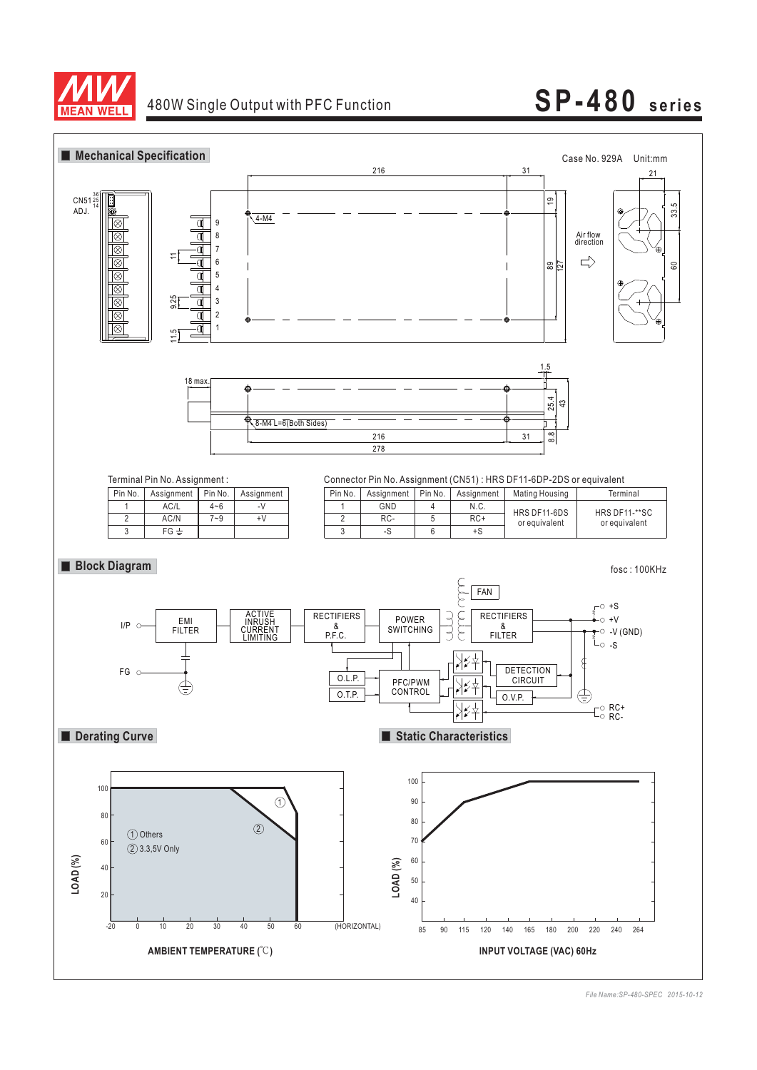# 480W Single Output with PFC Function — SP-480 series

## Mechanical Specification

Case No. 929A  Unit:mm

Terminal Pin No. Assignment :

| Pin No. | Assignment | Pin No. | Assignment |
|---|---|---|---|
| 1 | AC/L | 4~6 | -V |
| 2 | AC/N | 7~9 | +V |
| 3 | FG ⏚ | | |

Connector Pin No. Assignment (CN51) : HRS DF11-6DP-2DS or equivalent

| Pin No. | Assignment | Pin No. | Assignment | Mating Housing | Terminal |
|---|---|---|---|---|---|
| 1 | GND | 4 | N.C. | HRS DF11-6DS or equivalent | HRS DF11-**SC or equivalent |
| 2 | RC- | 5 | RC+ | | |
| 3 | -S | 6 | +S | | |

## Block Diagram

fosc : 100KHz

## Derating Curve

① Others
② 3.3,5V Only

LOAD (%) vs AMBIENT TEMPERATURE (℃) (HORIZONTAL)

## Static Characteristics

LOAD (%) vs INPUT VOLTAGE (VAC) 60Hz

*File Name:SP-480-SPEC 2015-10-12*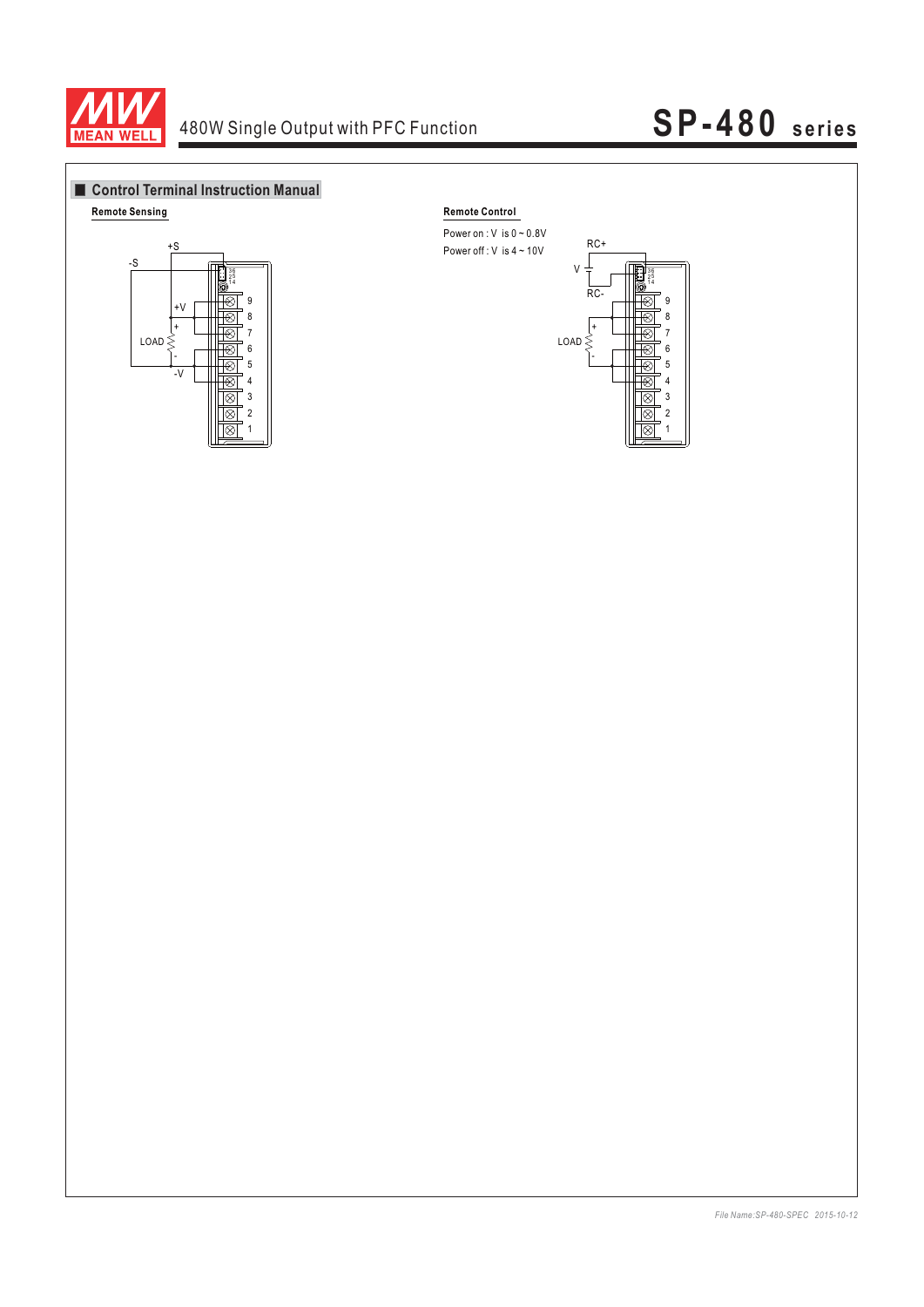## Control Terminal Instruction Manual

**Remote Sensing**

+S

-S

+V

LOAD

-V

**Remote Control**

Power on : V is 0 ~ 0.8V

Power off : V is 4 ~ 10V

RC+

V

RC-

LOAD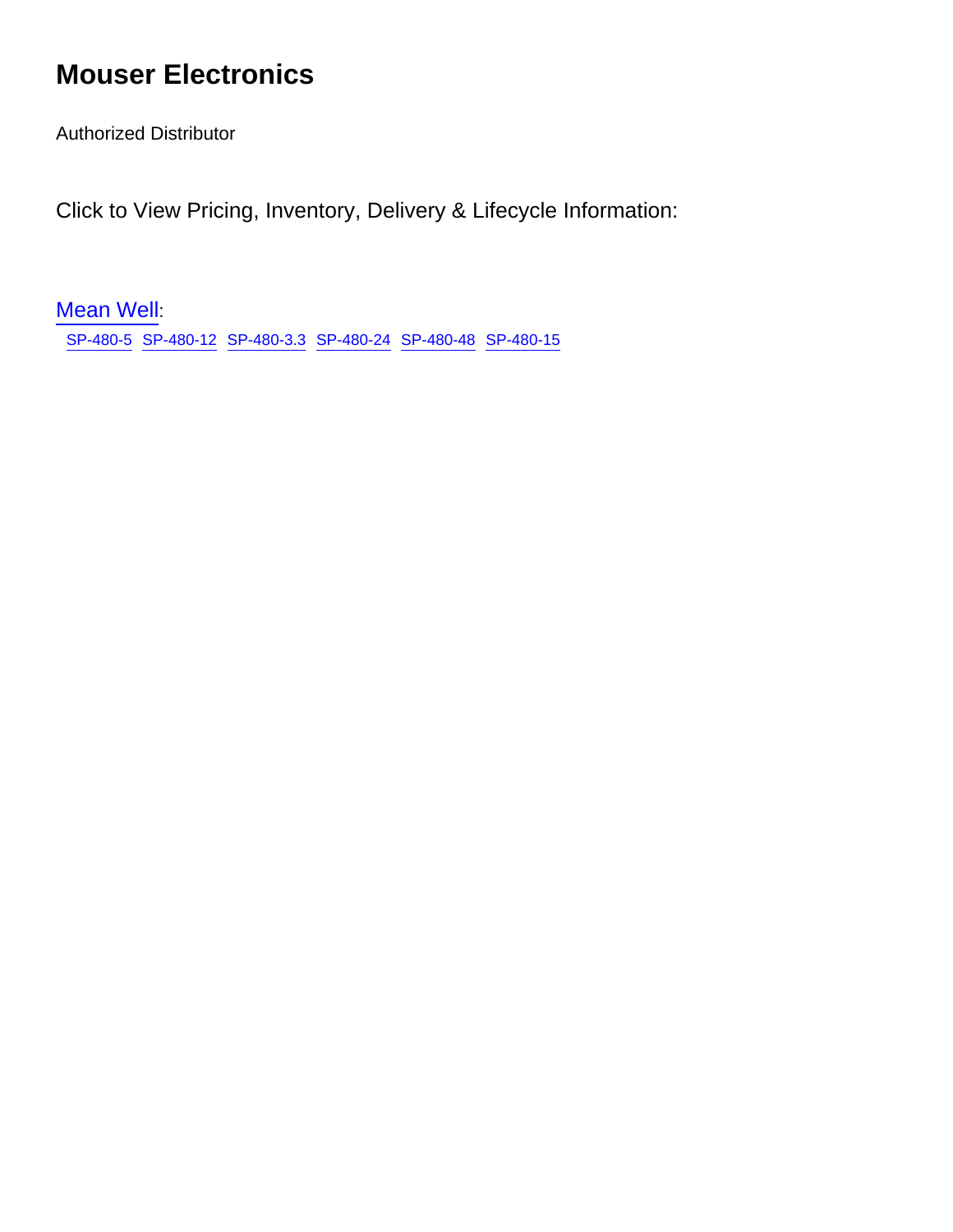# Mouser Electronics

Authorized Distributor

Click to View Pricing, Inventory, Delivery & Lifecycle Information:

Mean Well:

SP-480-5 SP-480-12 SP-480-3.3 SP-480-24 SP-480-48 SP-480-15